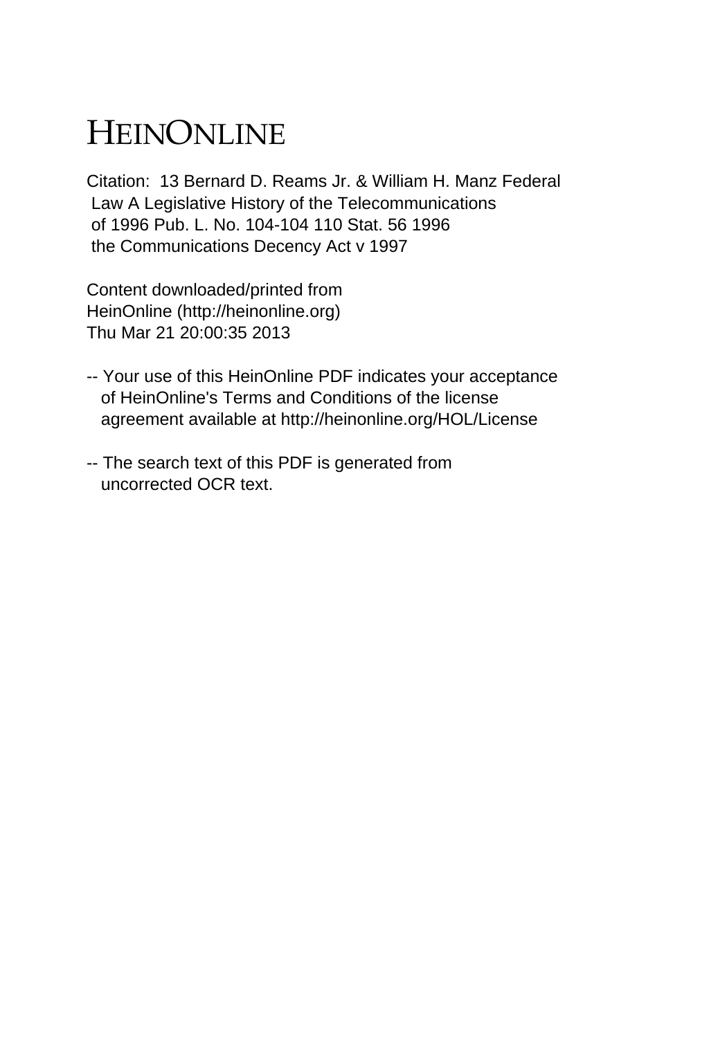# HEINONLINE

Citation: 13 Bernard D. Reams Jr. & William H. Manz Federal Law A Legislative History of the Telecommunications of 1996 Pub. L. No. 104-104 110 Stat. 56 1996 the Communications Decency Act v 1997

Content downloaded/printed from HeinOnline (http://heinonline.org) Thu Mar 21 20:00:35 2013

-- Your use of this HeinOnline PDF indicates your acceptance of HeinOnline's Terms and Conditions of the license agreement available at http://heinonline.org/HOL/License

-- The search text of this PDF is generated from uncorrected OCR text.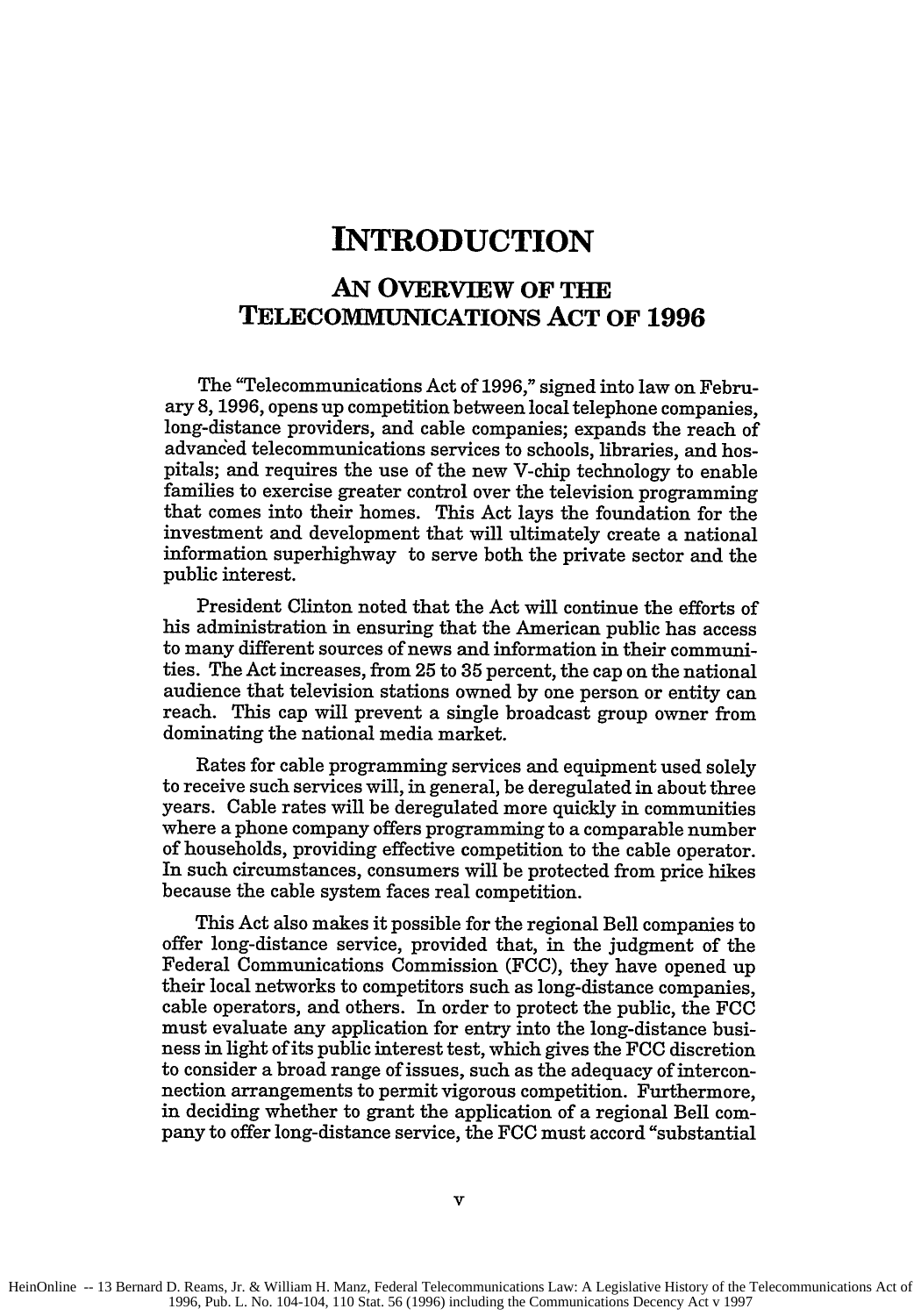# INTRODUCTION

## AN OVERVIEW OF THE TELECOMMUNICATIONS ACT OF 1996

The "Telecommunications Act of 1996," signed into law on February 8, 1996, opens up competition between local telephone companies, long-distance providers, and cable companies; expands the reach of advanced telecommunications services to schools, libraries, and hospitals; and requires the use of the new V-chip technology to enable families to exercise greater control over the television programming that comes into their homes. This Act lays the foundation for the investment and development that will ultimately create a national information superhighway to serve both the private sector and the public interest.

President Clinton noted that the Act will continue the efforts of his administration in ensuring that the American public has access to many different sources of news and information in their communities. The Act increases, from 25 to 35 percent, the cap on the national audience that television stations owned by one person or entity can reach. This cap will prevent a single broadcast group owner from dominating the national media market.

Rates for cable programming services and equipment used solely to receive such services will, in general, be deregulated in about three years. Cable rates will be deregulated more quickly in communities where a phone company offers programming to a comparable number of households, providing effective competition to the cable operator. In such circumstances, consumers will be protected from price hikes because the cable system faces real competition.

This Act also makes it possible for the regional Bell companies to offer long-distance service, provided that, in the judgment of the Federal Communications Commission (FCC), they have opened up their local networks to competitors such as long-distance companies, cable operators, and others. In order to protect the public, the FCC must evaluate any application for entry into the long-distance business in light of its public interest test, which gives the FCC discretion to consider a broad range of issues, such as the adequacy of interconnection arrangements to permit vigorous competition. Furthermore, in deciding whether to grant the application of a regional Bell company to offer long-distance service, the FCC must accord "substantial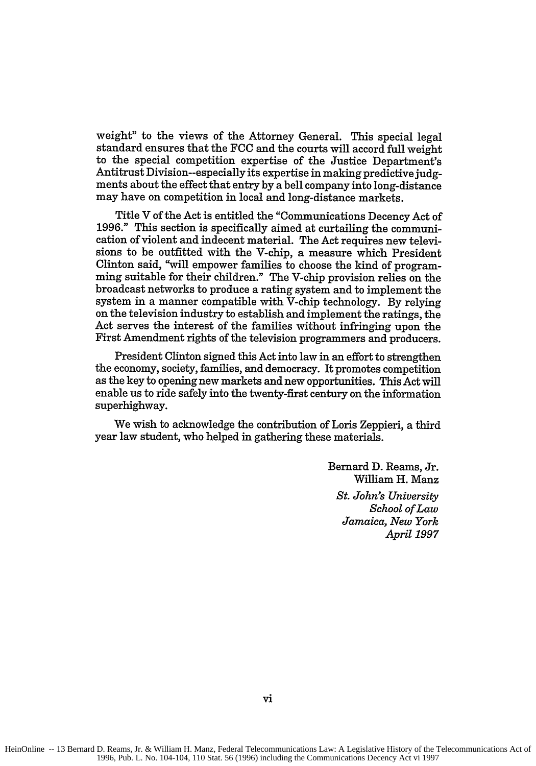weight" to the views of the Attorney General. This special legal standard ensures that the FCC and the courts will accord full weight to the special competition expertise of the Justice Department's Antitrust Division--especially its expertise in making predictive judgments about the effect that entry by a bell company into long-distance may have on competition in local and long-distance markets.

Title V of the Act is entitled the "Communications Decency Act of 1996." This section is specifically aimed at curtailing the communication of violent and indecent material. The Act requires new televisions to be outfitted with the V-chip, a measure which President Clinton said, "will empower families to choose the kind of programming suitable for their children." The V-chip provision relies on the broadcast networks to produce a rating system and to implement the system in a manner compatible with V-chip technology. By relying on the television industry to establish and implement the ratings, the Act serves the interest of the families without infringing upon the First Amendment rights of the television programmers and producers.

President Clinton signed this Act into law in an effort to strengthen the economy, society, families, and democracy. It promotes competition as the key to opening new markets and new opportunities. This Act will enable us to ride safely into the twenty-first century on the information superhighway.

We wish to acknowledge the contribution of Loris Zeppieri, a third year law student, who helped in gathering these materials.

Bernard D. Reams, Jr.
William H. Manz
*St. John's University*
*School of Law*
*Jamaica, New York*
*April 1997*